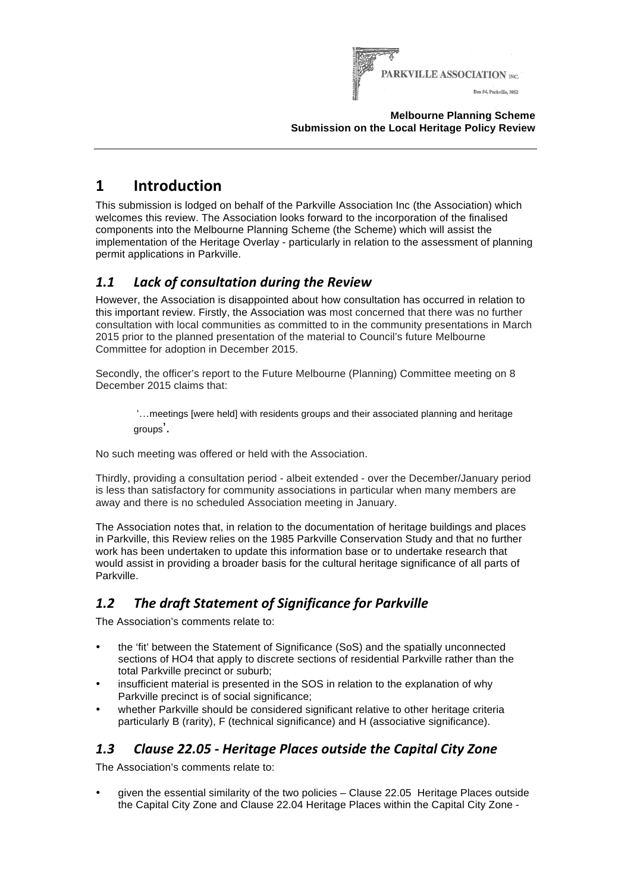PARKVILLE ASSOCIATION INC.
Box 54, Parkville, 3052

**Melbourne Planning Scheme**
**Submission on the Local Heritage Policy Review**

# 1 Introduction

This submission is lodged on behalf of the Parkville Association Inc (the Association) which welcomes this review. The Association looks forward to the incorporation of the finalised components into the Melbourne Planning Scheme (the Scheme) which will assist the implementation of the Heritage Overlay - particularly in relation to the assessment of planning permit applications in Parkville.

## *1.1 Lack of consultation during the Review*

However, the Association is disappointed about how consultation has occurred in relation to this important review. Firstly, the Association was most concerned that there was no further consultation with local communities as committed to in the community presentations in March 2015 prior to the planned presentation of the material to Council's future Melbourne Committee for adoption in December 2015.

Secondly, the officer's report to the Future Melbourne (Planning) Committee meeting on 8 December 2015 claims that:

> '…meetings [were held] with residents groups and their associated planning and heritage groups'.

No such meeting was offered or held with the Association.

Thirdly, providing a consultation period - albeit extended - over the December/January period is less than satisfactory for community associations in particular when many members are away and there is no scheduled Association meeting in January.

The Association notes that, in relation to the documentation of heritage buildings and places in Parkville, this Review relies on the 1985 Parkville Conservation Study and that no further work has been undertaken to update this information base or to undertake research that would assist in providing a broader basis for the cultural heritage significance of all parts of Parkville.

## *1.2 The draft Statement of Significance for Parkville*

The Association's comments relate to:

- the 'fit' between the Statement of Significance (SoS) and the spatially unconnected sections of HO4 that apply to discrete sections of residential Parkville rather than the total Parkville precinct or suburb;
- insufficient material is presented in the SOS in relation to the explanation of why Parkville precinct is of social significance;
- whether Parkville should be considered significant relative to other heritage criteria particularly B (rarity), F (technical significance) and H (associative significance).

## *1.3 Clause 22.05 - Heritage Places outside the Capital City Zone*

The Association's comments relate to:

- given the essential similarity of the two policies – Clause 22.05 Heritage Places outside the Capital City Zone and Clause 22.04 Heritage Places within the Capital City Zone -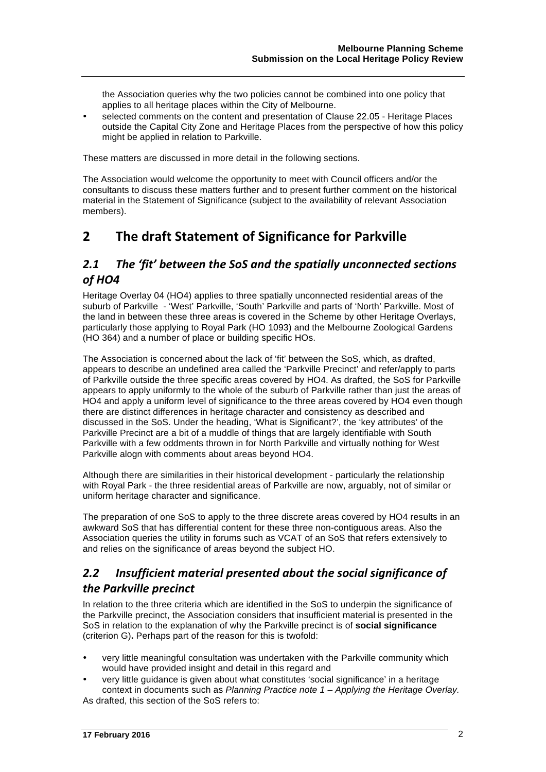the Association queries why the two policies cannot be combined into one policy that applies to all heritage places within the City of Melbourne.

- selected comments on the content and presentation of Clause 22.05 - Heritage Places outside the Capital City Zone and Heritage Places from the perspective of how this policy might be applied in relation to Parkville.

These matters are discussed in more detail in the following sections.

The Association would welcome the opportunity to meet with Council officers and/or the consultants to discuss these matters further and to present further comment on the historical material in the Statement of Significance (subject to the availability of relevant Association members).

# 2 The draft Statement of Significance for Parkville

## *2.1 The 'fit' between the SoS and the spatially unconnected sections of HO4*

Heritage Overlay 04 (HO4) applies to three spatially unconnected residential areas of the suburb of Parkville - 'West' Parkville, 'South' Parkville and parts of 'North' Parkville. Most of the land in between these three areas is covered in the Scheme by other Heritage Overlays, particularly those applying to Royal Park (HO 1093) and the Melbourne Zoological Gardens (HO 364) and a number of place or building specific HOs.

The Association is concerned about the lack of 'fit' between the SoS, which, as drafted, appears to describe an undefined area called the 'Parkville Precinct' and refer/apply to parts of Parkville outside the three specific areas covered by HO4. As drafted, the SoS for Parkville appears to apply uniformly to the whole of the suburb of Parkville rather than just the areas of HO4 and apply a uniform level of significance to the three areas covered by HO4 even though there are distinct differences in heritage character and consistency as described and discussed in the SoS. Under the heading, 'What is Significant?', the 'key attributes' of the Parkville Precinct are a bit of a muddle of things that are largely identifiable with South Parkville with a few oddments thrown in for North Parkville and virtually nothing for West Parkville alogn with comments about areas beyond HO4.

Although there are similarities in their historical development - particularly the relationship with Royal Park - the three residential areas of Parkville are now, arguably, not of similar or uniform heritage character and significance.

The preparation of one SoS to apply to the three discrete areas covered by HO4 results in an awkward SoS that has differential content for these three non-contiguous areas. Also the Association queries the utility in forums such as VCAT of an SoS that refers extensively to and relies on the significance of areas beyond the subject HO.

## *2.2 Insufficient material presented about the social significance of the Parkville precinct*

In relation to the three criteria which are identified in the SoS to underpin the significance of the Parkville precinct, the Association considers that insufficient material is presented in the SoS in relation to the explanation of why the Parkville precinct is of **social significance** (criterion G)**.** Perhaps part of the reason for this is twofold:

- very little meaningful consultation was undertaken with the Parkville community which would have provided insight and detail in this regard and
- very little guidance is given about what constitutes 'social significance' in a heritage context in documents such as *Planning Practice note 1 – Applying the Heritage Overlay.*

As drafted, this section of the SoS refers to: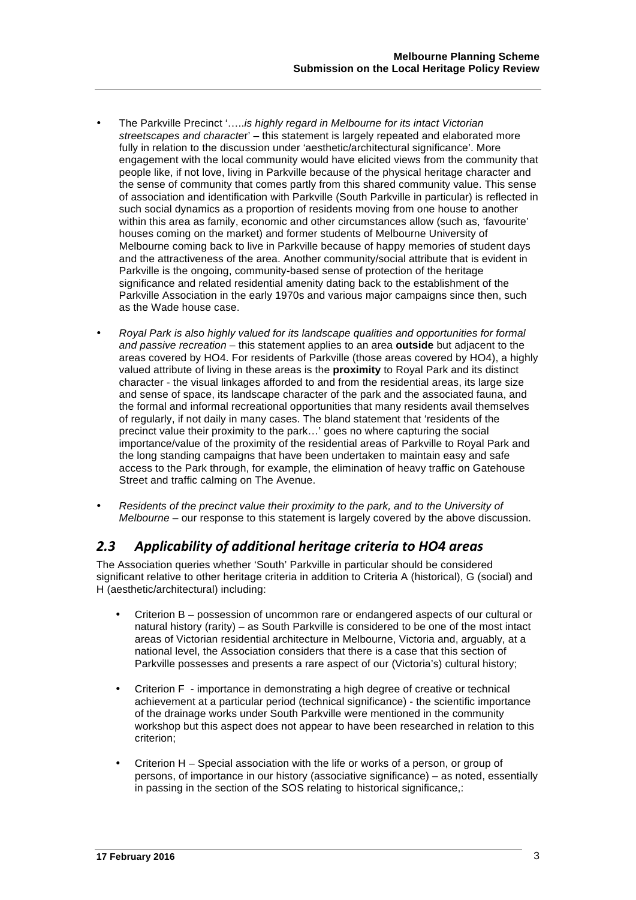- The Parkville Precinct '…..*is highly regard in Melbourne for its intact Victorian streetscapes and character*' – this statement is largely repeated and elaborated more fully in relation to the discussion under 'aesthetic/architectural significance'. More engagement with the local community would have elicited views from the community that people like, if not love, living in Parkville because of the physical heritage character and the sense of community that comes partly from this shared community value. This sense of association and identification with Parkville (South Parkville in particular) is reflected in such social dynamics as a proportion of residents moving from one house to another within this area as family, economic and other circumstances allow (such as, 'favourite' houses coming on the market) and former students of Melbourne University of Melbourne coming back to live in Parkville because of happy memories of student days and the attractiveness of the area. Another community/social attribute that is evident in Parkville is the ongoing, community-based sense of protection of the heritage significance and related residential amenity dating back to the establishment of the Parkville Association in the early 1970s and various major campaigns since then, such as the Wade house case.

- *Royal Park is also highly valued for its landscape qualities and opportunities for formal and passive recreation* – this statement applies to an area **outside** but adjacent to the areas covered by HO4. For residents of Parkville (those areas covered by HO4), a highly valued attribute of living in these areas is the **proximity** to Royal Park and its distinct character - the visual linkages afforded to and from the residential areas, its large size and sense of space, its landscape character of the park and the associated fauna, and the formal and informal recreational opportunities that many residents avail themselves of regularly, if not daily in many cases. The bland statement that 'residents of the precinct value their proximity to the park…' goes no where capturing the social importance/value of the proximity of the residential areas of Parkville to Royal Park and the long standing campaigns that have been undertaken to maintain easy and safe access to the Park through, for example, the elimination of heavy traffic on Gatehouse Street and traffic calming on The Avenue.

- *Residents of the precinct value their proximity to the park, and to the University of Melbourne* – our response to this statement is largely covered by the above discussion.

## *2.3 Applicability of additional heritage criteria to HO4 areas*

The Association queries whether 'South' Parkville in particular should be considered significant relative to other heritage criteria in addition to Criteria A (historical), G (social) and H (aesthetic/architectural) including:

- Criterion B – possession of uncommon rare or endangered aspects of our cultural or natural history (rarity) – as South Parkville is considered to be one of the most intact areas of Victorian residential architecture in Melbourne, Victoria and, arguably, at a national level, the Association considers that there is a case that this section of Parkville possesses and presents a rare aspect of our (Victoria's) cultural history;

- Criterion F - importance in demonstrating a high degree of creative or technical achievement at a particular period (technical significance) - the scientific importance of the drainage works under South Parkville were mentioned in the community workshop but this aspect does not appear to have been researched in relation to this criterion;

- Criterion H – Special association with the life or works of a person, or group of persons, of importance in our history (associative significance) – as noted, essentially in passing in the section of the SOS relating to historical significance,: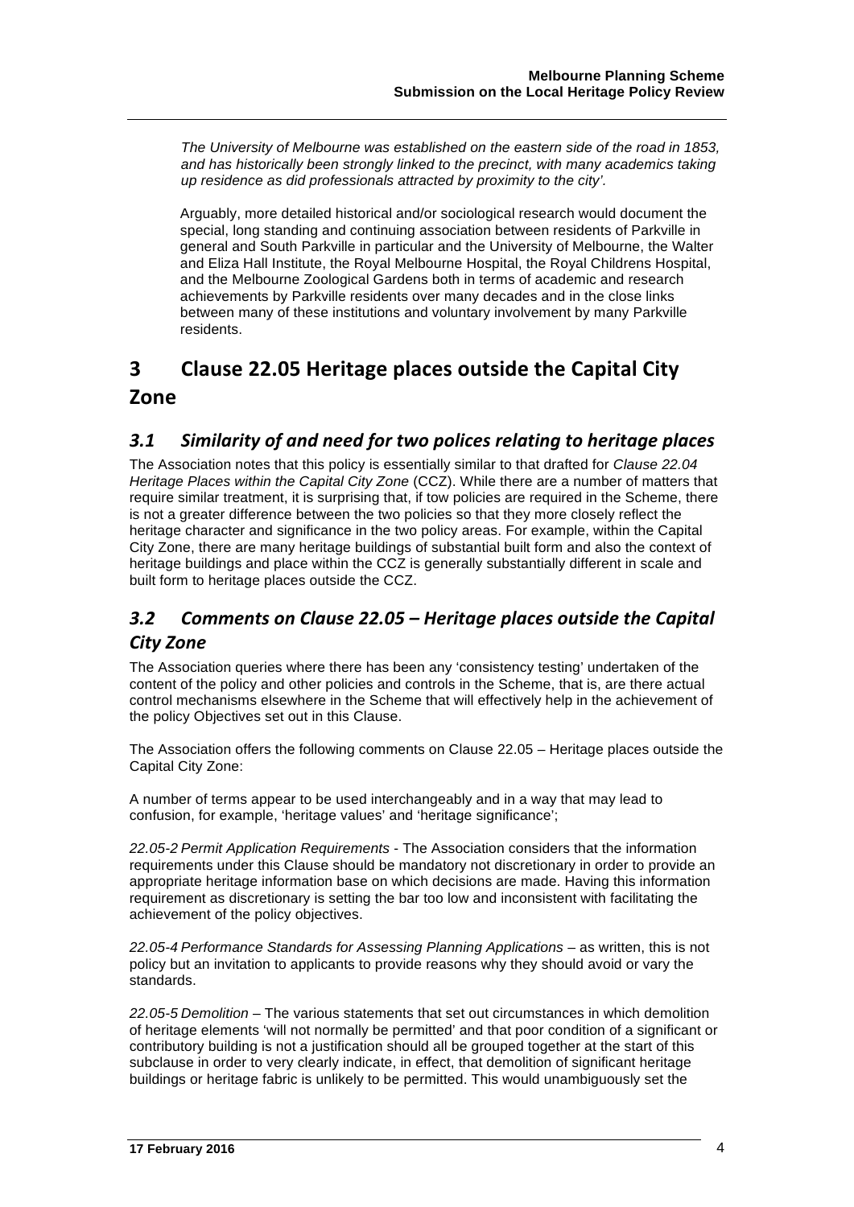*The University of Melbourne was established on the eastern side of the road in 1853, and has historically been strongly linked to the precinct, with many academics taking up residence as did professionals attracted by proximity to the city'.*

Arguably, more detailed historical and/or sociological research would document the special, long standing and continuing association between residents of Parkville in general and South Parkville in particular and the University of Melbourne, the Walter and Eliza Hall Institute, the Royal Melbourne Hospital, the Royal Childrens Hospital, and the Melbourne Zoological Gardens both in terms of academic and research achievements by Parkville residents over many decades and in the close links between many of these institutions and voluntary involvement by many Parkville residents.

# 3 Clause 22.05 Heritage places outside the Capital City Zone

## *3.1 Similarity of and need for two polices relating to heritage places*

The Association notes that this policy is essentially similar to that drafted for *Clause 22.04 Heritage Places within the Capital City Zone* (CCZ). While there are a number of matters that require similar treatment, it is surprising that, if tow policies are required in the Scheme, there is not a greater difference between the two policies so that they more closely reflect the heritage character and significance in the two policy areas. For example, within the Capital City Zone, there are many heritage buildings of substantial built form and also the context of heritage buildings and place within the CCZ is generally substantially different in scale and built form to heritage places outside the CCZ.

## *3.2 Comments on Clause 22.05 – Heritage places outside the Capital City Zone*

The Association queries where there has been any 'consistency testing' undertaken of the content of the policy and other policies and controls in the Scheme, that is, are there actual control mechanisms elsewhere in the Scheme that will effectively help in the achievement of the policy Objectives set out in this Clause.

The Association offers the following comments on Clause 22.05 – Heritage places outside the Capital City Zone:

A number of terms appear to be used interchangeably and in a way that may lead to confusion, for example, 'heritage values' and 'heritage significance';

*22.05-2 Permit Application Requirements* - The Association considers that the information requirements under this Clause should be mandatory not discretionary in order to provide an appropriate heritage information base on which decisions are made. Having this information requirement as discretionary is setting the bar too low and inconsistent with facilitating the achievement of the policy objectives.

*22.05-4 Performance Standards for Assessing Planning Applications* – as written, this is not policy but an invitation to applicants to provide reasons why they should avoid or vary the standards.

*22.05-5 Demolition* – The various statements that set out circumstances in which demolition of heritage elements 'will not normally be permitted' and that poor condition of a significant or contributory building is not a justification should all be grouped together at the start of this subclause in order to very clearly indicate, in effect, that demolition of significant heritage buildings or heritage fabric is unlikely to be permitted. This would unambiguously set the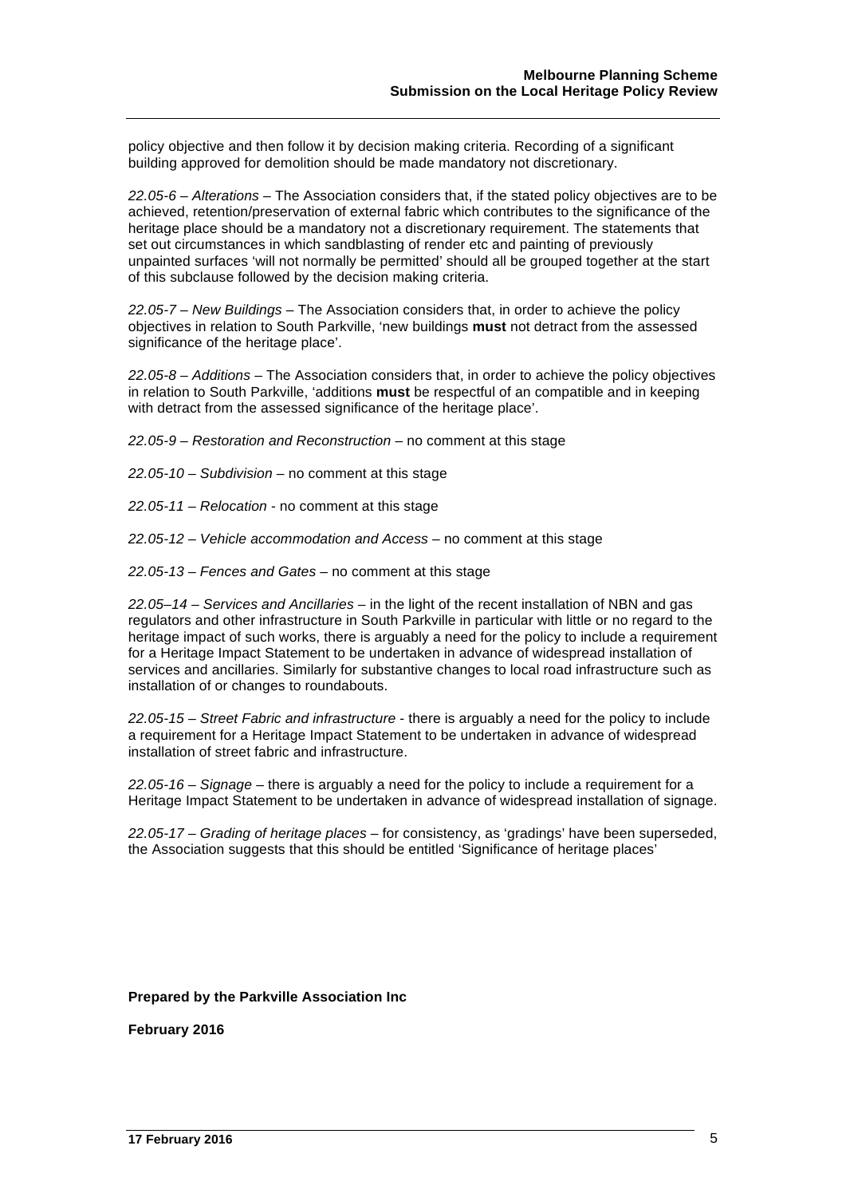policy objective and then follow it by decision making criteria. Recording of a significant building approved for demolition should be made mandatory not discretionary.

*22.05-6 – Alterations* – The Association considers that, if the stated policy objectives are to be achieved, retention/preservation of external fabric which contributes to the significance of the heritage place should be a mandatory not a discretionary requirement. The statements that set out circumstances in which sandblasting of render etc and painting of previously unpainted surfaces 'will not normally be permitted' should all be grouped together at the start of this subclause followed by the decision making criteria.

*22.05-7 – New Buildings* – The Association considers that, in order to achieve the policy objectives in relation to South Parkville, 'new buildings **must** not detract from the assessed significance of the heritage place'.

*22.05-8 – Additions* – The Association considers that, in order to achieve the policy objectives in relation to South Parkville, 'additions **must** be respectful of an compatible and in keeping with detract from the assessed significance of the heritage place'.

*22.05-9 – Restoration and Reconstruction* – no comment at this stage

*22.05-10 – Subdivision* – no comment at this stage

*22.05-11 – Relocation* - no comment at this stage

*22.05-12 – Vehicle accommodation and Access* – no comment at this stage

*22.05-13 – Fences and Gates* – no comment at this stage

*22.05–14 – Services and Ancillaries* – in the light of the recent installation of NBN and gas regulators and other infrastructure in South Parkville in particular with little or no regard to the heritage impact of such works, there is arguably a need for the policy to include a requirement for a Heritage Impact Statement to be undertaken in advance of widespread installation of services and ancillaries. Similarly for substantive changes to local road infrastructure such as installation of or changes to roundabouts.

*22.05-15 – Street Fabric and infrastructure* - there is arguably a need for the policy to include a requirement for a Heritage Impact Statement to be undertaken in advance of widespread installation of street fabric and infrastructure.

*22.05-16 – Signage* – there is arguably a need for the policy to include a requirement for a Heritage Impact Statement to be undertaken in advance of widespread installation of signage.

*22.05-17 – Grading of heritage places* – for consistency, as 'gradings' have been superseded, the Association suggests that this should be entitled 'Significance of heritage places'

**Prepared by the Parkville Association Inc**

**February 2016**